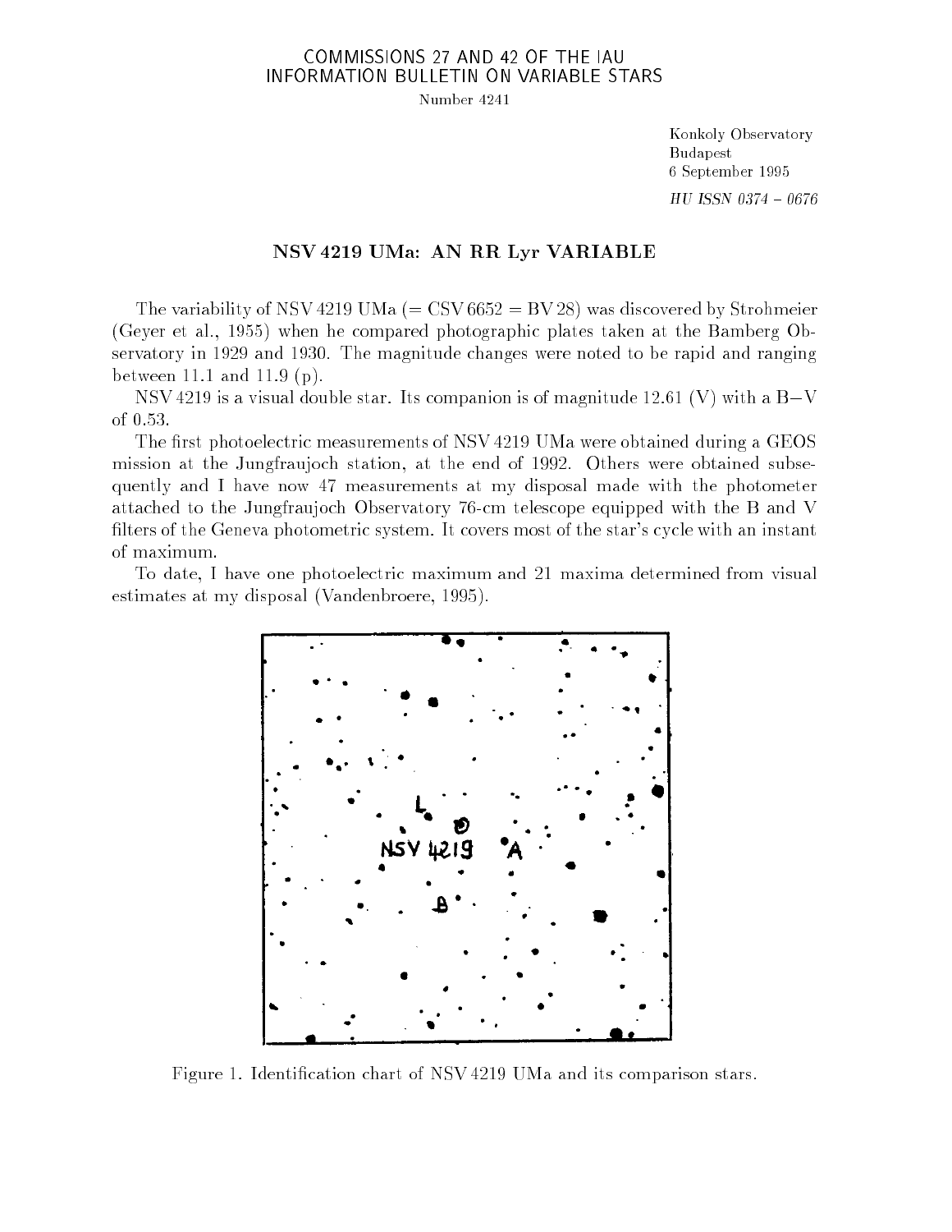COMMISSIONS 27 AND 42 OF THE IAU
INFORMATION BULLETIN ON VARIABLE STARS

Number 4241

Konkoly Observatory
Budapest
6 September 1995

*HU ISSN 0374 – 0676*

## NSV 4219 UMa: AN RR Lyr VARIABLE

The variability of NSV 4219 UMa (= CSV 6652 = BV 28) was discovered by Strohmeier (Geyer et al., 1955) when he compared photographic plates taken at the Bamberg Observatory in 1929 and 1930. The magnitude changes were noted to be rapid and ranging between 11.1 and 11.9 (p).

NSV 4219 is a visual double star. Its companion is of magnitude 12.61 (V) with a B−V of 0.53.

The first photoelectric measurements of NSV 4219 UMa were obtained during a GEOS mission at the Jungfraujoch station, at the end of 1992. Others were obtained subsequently and I have now 47 measurements at my disposal made with the photometer attached to the Jungfraujoch Observatory 76-cm telescope equipped with the B and V filters of the Geneva photometric system. It covers most of the star's cycle with an instant of maximum.

To date, I have one photoelectric maximum and 21 maxima determined from visual estimates at my disposal (Vandenbroere, 1995).

Figure 1. Identification chart of NSV 4219 UMa and its comparison stars.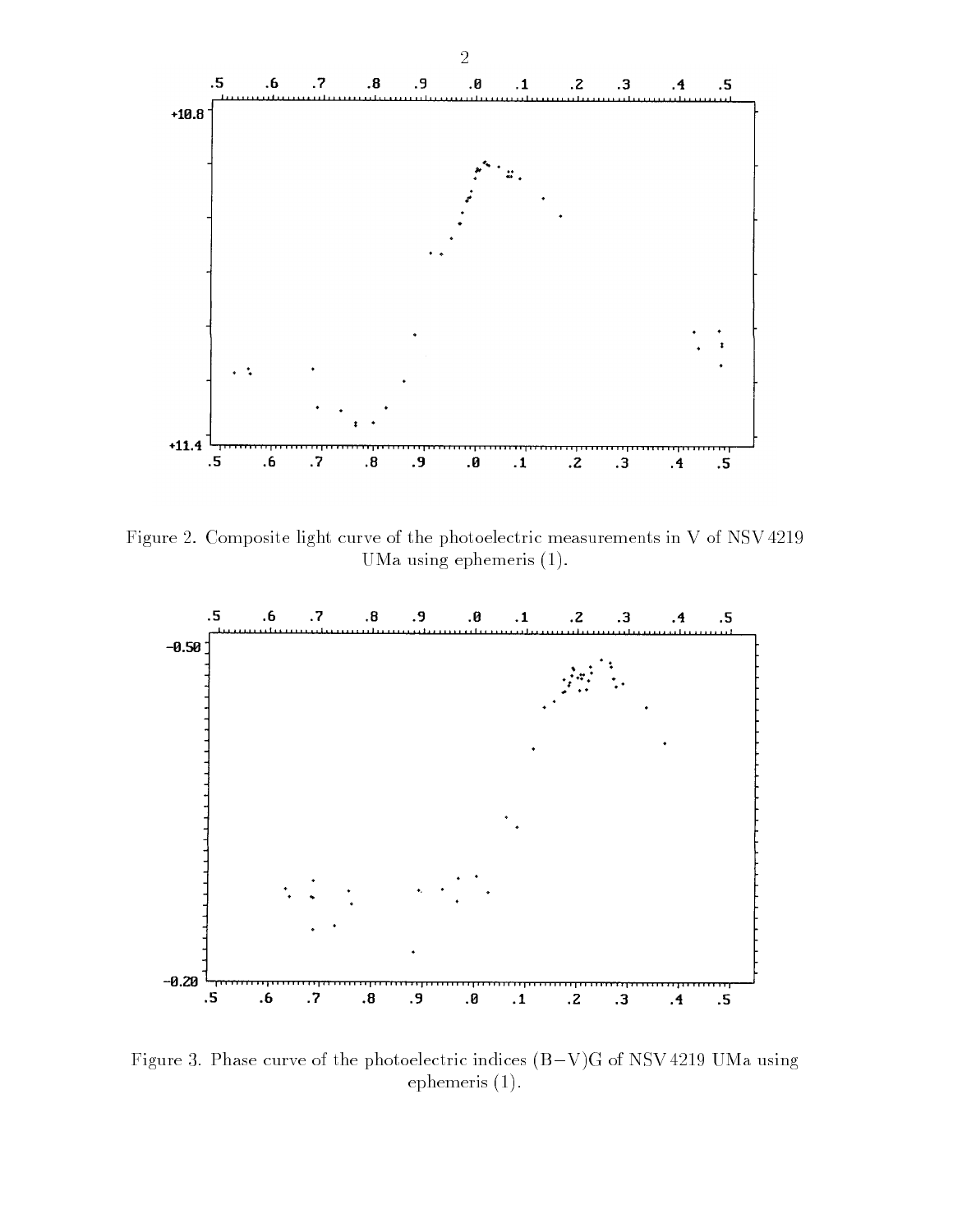Figure 2. Composite light curve of the photoelectric measurements in V of NSV 4219 UMa using ephemeris (1).

Figure 3. Phase curve of the photoelectric indices (B−V)G of NSV 4219 UMa using ephemeris (1).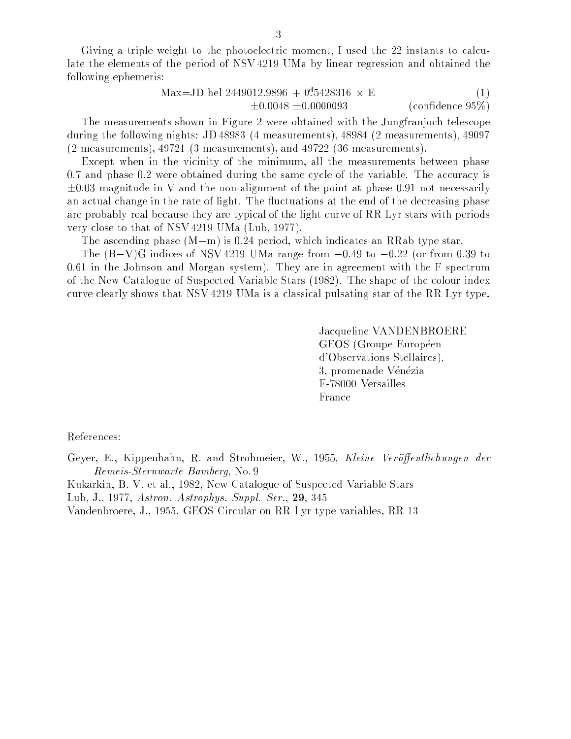Giving a triple weight to the photoelectric moment, I used the 22 instants to calculate the elements of the period of NSV 4219 UMa by linear regression and obtained the following ephemeris:

$$\text{Max} = \text{JD hel } 2449012.9896 + 0.^{\text{d}}5428316 \times \text{E} \quad (1)$$
$$\pm 0.0048 \; \pm 0.0000093 \quad \text{(confidence 95\%)}$$

The measurements shown in Figure 2 were obtained with the Jungfraujoch telescope during the following nights: JD 48983 (4 measurements), 48984 (2 measurements), 49097 (2 measurements), 49721 (3 measurements), and 49722 (36 measurements).

Except when in the vicinity of the minimum, all the measurements between phase 0.7 and phase 0.2 were obtained during the same cycle of the variable. The accuracy is ±0.03 magnitude in V and the non-alignment of the point at phase 0.91 not necessarily an actual change in the rate of light. The fluctuations at the end of the decreasing phase are probably real because they are typical of the light curve of RR Lyr stars with periods very close to that of NSV 4219 UMa (Lub, 1977).

The ascending phase (M−m) is 0.24 period, which indicates an RRab type star.

The (B−V)G indices of NSV 4219 UMa range from −0.49 to −0.22 (or from 0.39 to 0.61 in the Johnson and Morgan system). They are in agreement with the F spectrum of the New Catalogue of Suspected Variable Stars (1982). The shape of the colour index curve clearly shows that NSV 4219 UMa is a classical pulsating star of the RR Lyr type.

Jacqueline VANDENBROERE
GEOS (Groupe Européen
d'Observations Stellaires),
3, promenade Vénézia
F-78000 Versailles
France

References:

Geyer, E., Kippenhahn, R. and Strohmeier, W., 1955, *Kleine Veröffentlichungen der Remeis-Sternwarte Bamberg*, No. 9

Kukarkin, B. V. et al., 1982, New Catalogue of Suspected Variable Stars

Lub, J., 1977, *Astron. Astrophys. Suppl. Ser.*, **29**, 345

Vandenbroere, J., 1955, GEOS Circular on RR Lyr type variables, RR 13